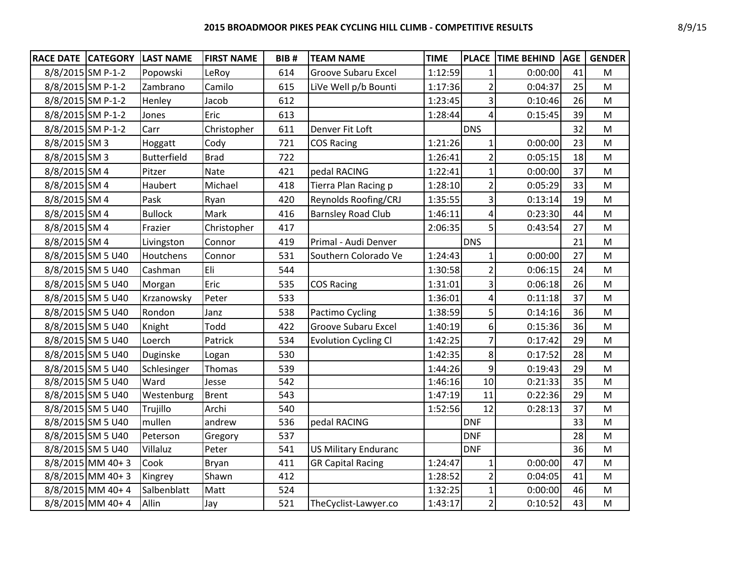# 2015 BROADMOOR PIKES PEAK CYCLING HILL CLIMB - COMPETITIVE RESULTS

8/9/15

| RACE DATE | CATEGORY | LAST NAME | FIRST NAME | BIB # | TEAM NAME | TIME | PLACE | TIME BEHIND | AGE | GENDER |
|---|---|---|---|---|---|---|---|---|---|---|
| 8/8/2015 | SM P-1-2 | Popowski | LeRoy | 614 | Groove Subaru Excel | 1:12:59 | 1 | 0:00:00 | 41 | M |
| 8/8/2015 | SM P-1-2 | Zambrano | Camilo | 615 | LiVe Well p/b Bounti | 1:17:36 | 2 | 0:04:37 | 25 | M |
| 8/8/2015 | SM P-1-2 | Henley | Jacob | 612 | | 1:23:45 | 3 | 0:10:46 | 26 | M |
| 8/8/2015 | SM P-1-2 | Jones | Eric | 613 | | 1:28:44 | 4 | 0:15:45 | 39 | M |
| 8/8/2015 | SM P-1-2 | Carr | Christopher | 611 | Denver Fit Loft | | DNS | | 32 | M |
| 8/8/2015 | SM 3 | Hoggatt | Cody | 721 | COS Racing | 1:21:26 | 1 | 0:00:00 | 23 | M |
| 8/8/2015 | SM 3 | Butterfield | Brad | 722 | | 1:26:41 | 2 | 0:05:15 | 18 | M |
| 8/8/2015 | SM 4 | Pitzer | Nate | 421 | pedal RACING | 1:22:41 | 1 | 0:00:00 | 37 | M |
| 8/8/2015 | SM 4 | Haubert | Michael | 418 | Tierra Plan Racing p | 1:28:10 | 2 | 0:05:29 | 33 | M |
| 8/8/2015 | SM 4 | Pask | Ryan | 420 | Reynolds Roofing/CRJ | 1:35:55 | 3 | 0:13:14 | 19 | M |
| 8/8/2015 | SM 4 | Bullock | Mark | 416 | Barnsley Road Club | 1:46:11 | 4 | 0:23:30 | 44 | M |
| 8/8/2015 | SM 4 | Frazier | Christopher | 417 | | 2:06:35 | 5 | 0:43:54 | 27 | M |
| 8/8/2015 | SM 4 | Livingston | Connor | 419 | Primal - Audi Denver | | DNS | | 21 | M |
| 8/8/2015 | SM 5 U40 | Houtchens | Connor | 531 | Southern Colorado Ve | 1:24:43 | 1 | 0:00:00 | 27 | M |
| 8/8/2015 | SM 5 U40 | Cashman | Eli | 544 | | 1:30:58 | 2 | 0:06:15 | 24 | M |
| 8/8/2015 | SM 5 U40 | Morgan | Eric | 535 | COS Racing | 1:31:01 | 3 | 0:06:18 | 26 | M |
| 8/8/2015 | SM 5 U40 | Krzanowsky | Peter | 533 | | 1:36:01 | 4 | 0:11:18 | 37 | M |
| 8/8/2015 | SM 5 U40 | Rondon | Janz | 538 | Pactimo Cycling | 1:38:59 | 5 | 0:14:16 | 36 | M |
| 8/8/2015 | SM 5 U40 | Knight | Todd | 422 | Groove Subaru Excel | 1:40:19 | 6 | 0:15:36 | 36 | M |
| 8/8/2015 | SM 5 U40 | Loerch | Patrick | 534 | Evolution Cycling Cl | 1:42:25 | 7 | 0:17:42 | 29 | M |
| 8/8/2015 | SM 5 U40 | Duginske | Logan | 530 | | 1:42:35 | 8 | 0:17:52 | 28 | M |
| 8/8/2015 | SM 5 U40 | Schlesinger | Thomas | 539 | | 1:44:26 | 9 | 0:19:43 | 29 | M |
| 8/8/2015 | SM 5 U40 | Ward | Jesse | 542 | | 1:46:16 | 10 | 0:21:33 | 35 | M |
| 8/8/2015 | SM 5 U40 | Westenburg | Brent | 543 | | 1:47:19 | 11 | 0:22:36 | 29 | M |
| 8/8/2015 | SM 5 U40 | Trujillo | Archi | 540 | | 1:52:56 | 12 | 0:28:13 | 37 | M |
| 8/8/2015 | SM 5 U40 | mullen | andrew | 536 | pedal RACING | | DNF | | 33 | M |
| 8/8/2015 | SM 5 U40 | Peterson | Gregory | 537 | | | DNF | | 28 | M |
| 8/8/2015 | SM 5 U40 | Villaluz | Peter | 541 | US Military Enduranc | | DNF | | 36 | M |
| 8/8/2015 | MM 40+ 3 | Cook | Bryan | 411 | GR Capital Racing | 1:24:47 | 1 | 0:00:00 | 47 | M |
| 8/8/2015 | MM 40+ 3 | Kingrey | Shawn | 412 | | 1:28:52 | 2 | 0:04:05 | 41 | M |
| 8/8/2015 | MM 40+ 4 | Salbenblatt | Matt | 524 | | 1:32:25 | 1 | 0:00:00 | 46 | M |
| 8/8/2015 | MM 40+ 4 | Allin | Jay | 521 | TheCyclist-Lawyer.co | 1:43:17 | 2 | 0:10:52 | 43 | M |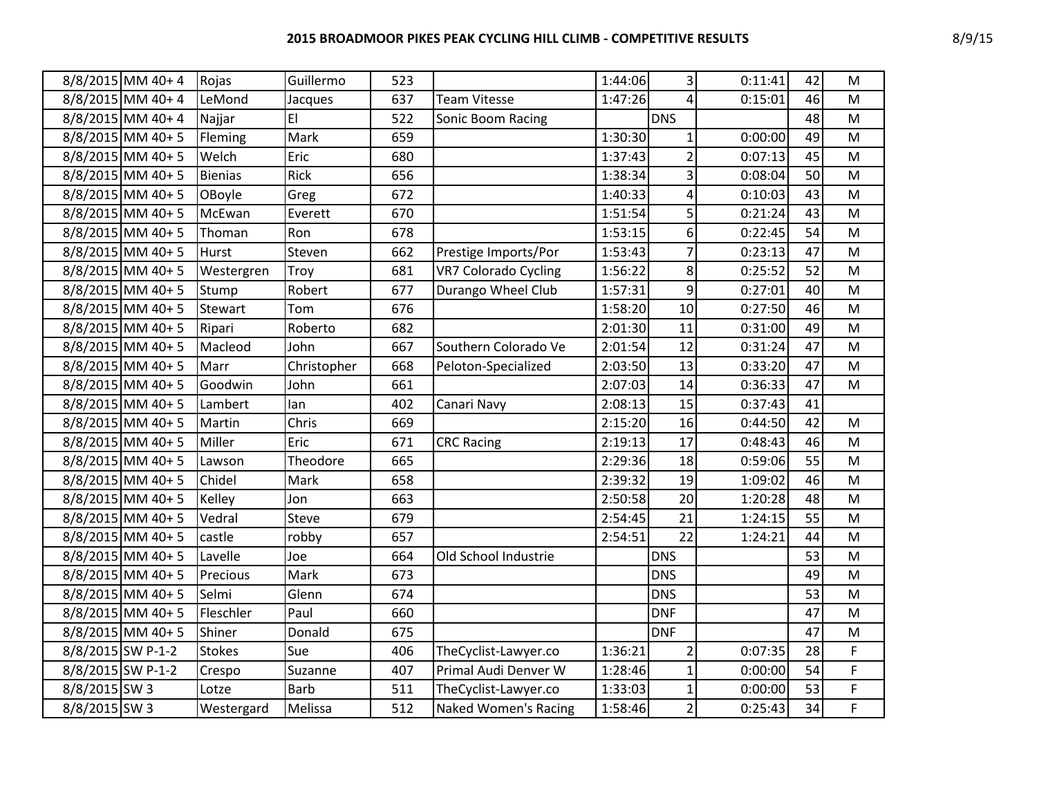| | | | | | | | | | | |
|---|---|---|---|---|---|---|---|---|---|---|
| 8/8/2015 | MM 40+ 4 | Rojas | Guillermo | 523 | | 1:44:06 | 3 | 0:11:41 | 42 | M |
| 8/8/2015 | MM 40+ 4 | LeMond | Jacques | 637 | Team Vitesse | 1:47:26 | 4 | 0:15:01 | 46 | M |
| 8/8/2015 | MM 40+ 4 | Najjar | El | 522 | Sonic Boom Racing | | DNS | | 48 | M |
| 8/8/2015 | MM 40+ 5 | Fleming | Mark | 659 | | 1:30:30 | 1 | 0:00:00 | 49 | M |
| 8/8/2015 | MM 40+ 5 | Welch | Eric | 680 | | 1:37:43 | 2 | 0:07:13 | 45 | M |
| 8/8/2015 | MM 40+ 5 | Bienias | Rick | 656 | | 1:38:34 | 3 | 0:08:04 | 50 | M |
| 8/8/2015 | MM 40+ 5 | OBoyle | Greg | 672 | | 1:40:33 | 4 | 0:10:03 | 43 | M |
| 8/8/2015 | MM 40+ 5 | McEwan | Everett | 670 | | 1:51:54 | 5 | 0:21:24 | 43 | M |
| 8/8/2015 | MM 40+ 5 | Thoman | Ron | 678 | | 1:53:15 | 6 | 0:22:45 | 54 | M |
| 8/8/2015 | MM 40+ 5 | Hurst | Steven | 662 | Prestige Imports/Por | 1:53:43 | 7 | 0:23:13 | 47 | M |
| 8/8/2015 | MM 40+ 5 | Westergren | Troy | 681 | VR7 Colorado Cycling | 1:56:22 | 8 | 0:25:52 | 52 | M |
| 8/8/2015 | MM 40+ 5 | Stump | Robert | 677 | Durango Wheel Club | 1:57:31 | 9 | 0:27:01 | 40 | M |
| 8/8/2015 | MM 40+ 5 | Stewart | Tom | 676 | | 1:58:20 | 10 | 0:27:50 | 46 | M |
| 8/8/2015 | MM 40+ 5 | Ripari | Roberto | 682 | | 2:01:30 | 11 | 0:31:00 | 49 | M |
| 8/8/2015 | MM 40+ 5 | Macleod | John | 667 | Southern Colorado Ve | 2:01:54 | 12 | 0:31:24 | 47 | M |
| 8/8/2015 | MM 40+ 5 | Marr | Christopher | 668 | Peloton-Specialized | 2:03:50 | 13 | 0:33:20 | 47 | M |
| 8/8/2015 | MM 40+ 5 | Goodwin | John | 661 | | 2:07:03 | 14 | 0:36:33 | 47 | M |
| 8/8/2015 | MM 40+ 5 | Lambert | Ian | 402 | Canari Navy | 2:08:13 | 15 | 0:37:43 | 41 | |
| 8/8/2015 | MM 40+ 5 | Martin | Chris | 669 | | 2:15:20 | 16 | 0:44:50 | 42 | M |
| 8/8/2015 | MM 40+ 5 | Miller | Eric | 671 | CRC Racing | 2:19:13 | 17 | 0:48:43 | 46 | M |
| 8/8/2015 | MM 40+ 5 | Lawson | Theodore | 665 | | 2:29:36 | 18 | 0:59:06 | 55 | M |
| 8/8/2015 | MM 40+ 5 | Chidel | Mark | 658 | | 2:39:32 | 19 | 1:09:02 | 46 | M |
| 8/8/2015 | MM 40+ 5 | Kelley | Jon | 663 | | 2:50:58 | 20 | 1:20:28 | 48 | M |
| 8/8/2015 | MM 40+ 5 | Vedral | Steve | 679 | | 2:54:45 | 21 | 1:24:15 | 55 | M |
| 8/8/2015 | MM 40+ 5 | castle | robby | 657 | | 2:54:51 | 22 | 1:24:21 | 44 | M |
| 8/8/2015 | MM 40+ 5 | Lavelle | Joe | 664 | Old School Industrie | | DNS | | 53 | M |
| 8/8/2015 | MM 40+ 5 | Precious | Mark | 673 | | | DNS | | 49 | M |
| 8/8/2015 | MM 40+ 5 | Selmi | Glenn | 674 | | | DNS | | 53 | M |
| 8/8/2015 | MM 40+ 5 | Fleschler | Paul | 660 | | | DNF | | 47 | M |
| 8/8/2015 | MM 40+ 5 | Shiner | Donald | 675 | | | DNF | | 47 | M |
| 8/8/2015 | SW P-1-2 | Stokes | Sue | 406 | TheCyclist-Lawyer.co | 1:36:21 | 2 | 0:07:35 | 28 | F |
| 8/8/2015 | SW P-1-2 | Crespo | Suzanne | 407 | Primal Audi Denver W | 1:28:46 | 1 | 0:00:00 | 54 | F |
| 8/8/2015 | SW 3 | Lotze | Barb | 511 | TheCyclist-Lawyer.co | 1:33:03 | 1 | 0:00:00 | 53 | F |
| 8/8/2015 | SW 3 | Westergard | Melissa | 512 | Naked Women's Racing | 1:58:46 | 2 | 0:25:43 | 34 | F |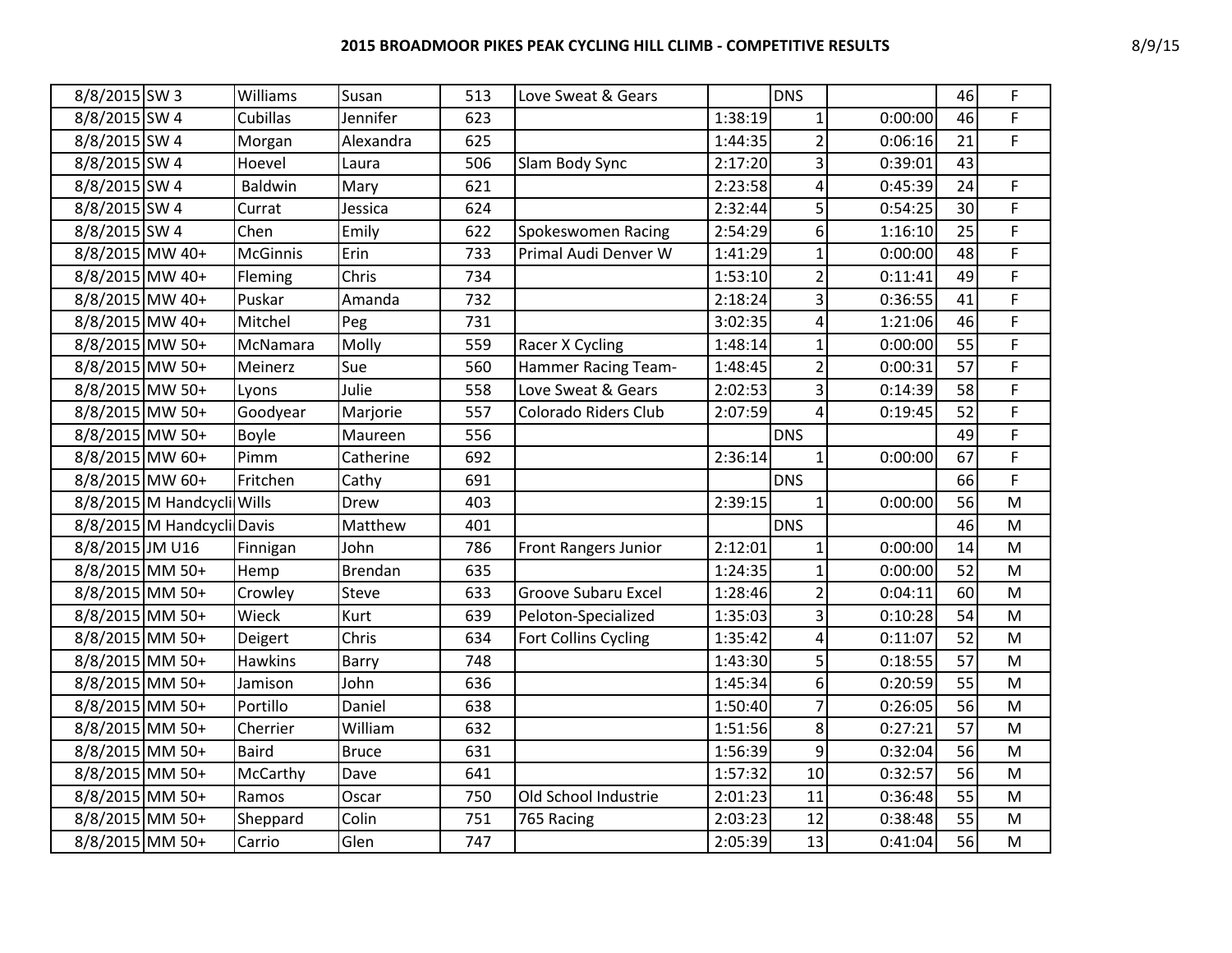# 2015 BROADMOOR PIKES PEAK CYCLING HILL CLIMB - COMPETITIVE RESULTS

| | | | | | | | | | | |
|---|---|---|---|---|---|---|---|---|---|---|
| 8/8/2015 | SW 3 | Williams | Susan | 513 | Love Sweat & Gears | | DNS | | 46 | F |
| 8/8/2015 | SW 4 | Cubillas | Jennifer | 623 | | 1:38:19 | 1 | 0:00:00 | 46 | F |
| 8/8/2015 | SW 4 | Morgan | Alexandra | 625 | | 1:44:35 | 2 | 0:06:16 | 21 | F |
| 8/8/2015 | SW 4 | Hoevel | Laura | 506 | Slam Body Sync | 2:17:20 | 3 | 0:39:01 | 43 | |
| 8/8/2015 | SW 4 | Baldwin | Mary | 621 | | 2:23:58 | 4 | 0:45:39 | 24 | F |
| 8/8/2015 | SW 4 | Currat | Jessica | 624 | | 2:32:44 | 5 | 0:54:25 | 30 | F |
| 8/8/2015 | SW 4 | Chen | Emily | 622 | Spokeswomen Racing | 2:54:29 | 6 | 1:16:10 | 25 | F |
| 8/8/2015 | MW 40+ | McGinnis | Erin | 733 | Primal Audi Denver W | 1:41:29 | 1 | 0:00:00 | 48 | F |
| 8/8/2015 | MW 40+ | Fleming | Chris | 734 | | 1:53:10 | 2 | 0:11:41 | 49 | F |
| 8/8/2015 | MW 40+ | Puskar | Amanda | 732 | | 2:18:24 | 3 | 0:36:55 | 41 | F |
| 8/8/2015 | MW 40+ | Mitchel | Peg | 731 | | 3:02:35 | 4 | 1:21:06 | 46 | F |
| 8/8/2015 | MW 50+ | McNamara | Molly | 559 | Racer X Cycling | 1:48:14 | 1 | 0:00:00 | 55 | F |
| 8/8/2015 | MW 50+ | Meinerz | Sue | 560 | Hammer Racing Team- | 1:48:45 | 2 | 0:00:31 | 57 | F |
| 8/8/2015 | MW 50+ | Lyons | Julie | 558 | Love Sweat & Gears | 2:02:53 | 3 | 0:14:39 | 58 | F |
| 8/8/2015 | MW 50+ | Goodyear | Marjorie | 557 | Colorado Riders Club | 2:07:59 | 4 | 0:19:45 | 52 | F |
| 8/8/2015 | MW 50+ | Boyle | Maureen | 556 | | | DNS | | 49 | F |
| 8/8/2015 | MW 60+ | Pimm | Catherine | 692 | | 2:36:14 | 1 | 0:00:00 | 67 | F |
| 8/8/2015 | MW 60+ | Fritchen | Cathy | 691 | | | DNS | | 66 | F |
| 8/8/2015 | M Handcycli | Wills | Drew | 403 | | 2:39:15 | 1 | 0:00:00 | 56 | M |
| 8/8/2015 | M Handcycli | Davis | Matthew | 401 | | | DNS | | 46 | M |
| 8/8/2015 | JM U16 | Finnigan | John | 786 | Front Rangers Junior | 2:12:01 | 1 | 0:00:00 | 14 | M |
| 8/8/2015 | MM 50+ | Hemp | Brendan | 635 | | 1:24:35 | 1 | 0:00:00 | 52 | M |
| 8/8/2015 | MM 50+ | Crowley | Steve | 633 | Groove Subaru Excel | 1:28:46 | 2 | 0:04:11 | 60 | M |
| 8/8/2015 | MM 50+ | Wieck | Kurt | 639 | Peloton-Specialized | 1:35:03 | 3 | 0:10:28 | 54 | M |
| 8/8/2015 | MM 50+ | Deigert | Chris | 634 | Fort Collins Cycling | 1:35:42 | 4 | 0:11:07 | 52 | M |
| 8/8/2015 | MM 50+ | Hawkins | Barry | 748 | | 1:43:30 | 5 | 0:18:55 | 57 | M |
| 8/8/2015 | MM 50+ | Jamison | John | 636 | | 1:45:34 | 6 | 0:20:59 | 55 | M |
| 8/8/2015 | MM 50+ | Portillo | Daniel | 638 | | 1:50:40 | 7 | 0:26:05 | 56 | M |
| 8/8/2015 | MM 50+ | Cherrier | William | 632 | | 1:51:56 | 8 | 0:27:21 | 57 | M |
| 8/8/2015 | MM 50+ | Baird | Bruce | 631 | | 1:56:39 | 9 | 0:32:04 | 56 | M |
| 8/8/2015 | MM 50+ | McCarthy | Dave | 641 | | 1:57:32 | 10 | 0:32:57 | 56 | M |
| 8/8/2015 | MM 50+ | Ramos | Oscar | 750 | Old School Industrie | 2:01:23 | 11 | 0:36:48 | 55 | M |
| 8/8/2015 | MM 50+ | Sheppard | Colin | 751 | 765 Racing | 2:03:23 | 12 | 0:38:48 | 55 | M |
| 8/8/2015 | MM 50+ | Carrio | Glen | 747 | | 2:05:39 | 13 | 0:41:04 | 56 | M |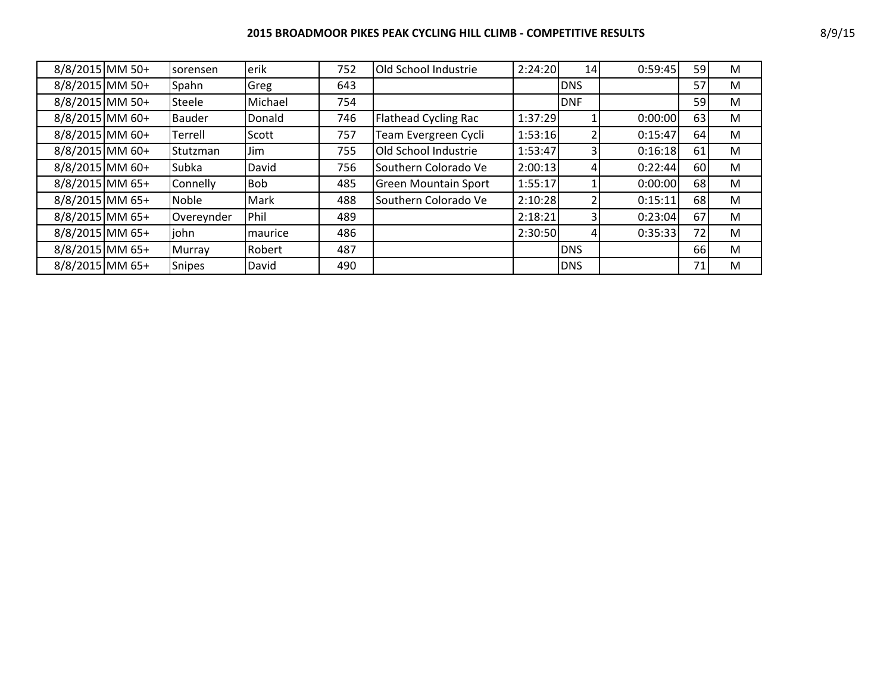**2015 BROADMOOR PIKES PEAK CYCLING HILL CLIMB - COMPETITIVE RESULTS**

| | | | | | | | | | | |
|---|---|---|---|---|---|---|---|---|---|---|
| 8/8/2015 | MM 50+ | sorensen | erik | 752 | Old School Industrie | 2:24:20 | 14 | 0:59:45 | 59 | M |
| 8/8/2015 | MM 50+ | Spahn | Greg | 643 | | | DNS | | 57 | M |
| 8/8/2015 | MM 50+ | Steele | Michael | 754 | | | DNF | | 59 | M |
| 8/8/2015 | MM 60+ | Bauder | Donald | 746 | Flathead Cycling Rac | 1:37:29 | 1 | 0:00:00 | 63 | M |
| 8/8/2015 | MM 60+ | Terrell | Scott | 757 | Team Evergreen Cycli | 1:53:16 | 2 | 0:15:47 | 64 | M |
| 8/8/2015 | MM 60+ | Stutzman | Jim | 755 | Old School Industrie | 1:53:47 | 3 | 0:16:18 | 61 | M |
| 8/8/2015 | MM 60+ | Subka | David | 756 | Southern Colorado Ve | 2:00:13 | 4 | 0:22:44 | 60 | M |
| 8/8/2015 | MM 65+ | Connelly | Bob | 485 | Green Mountain Sport | 1:55:17 | 1 | 0:00:00 | 68 | M |
| 8/8/2015 | MM 65+ | Noble | Mark | 488 | Southern Colorado Ve | 2:10:28 | 2 | 0:15:11 | 68 | M |
| 8/8/2015 | MM 65+ | Overeynder | Phil | 489 | | 2:18:21 | 3 | 0:23:04 | 67 | M |
| 8/8/2015 | MM 65+ | john | maurice | 486 | | 2:30:50 | 4 | 0:35:33 | 72 | M |
| 8/8/2015 | MM 65+ | Murray | Robert | 487 | | | DNS | | 66 | M |
| 8/8/2015 | MM 65+ | Snipes | David | 490 | | | DNS | | 71 | M |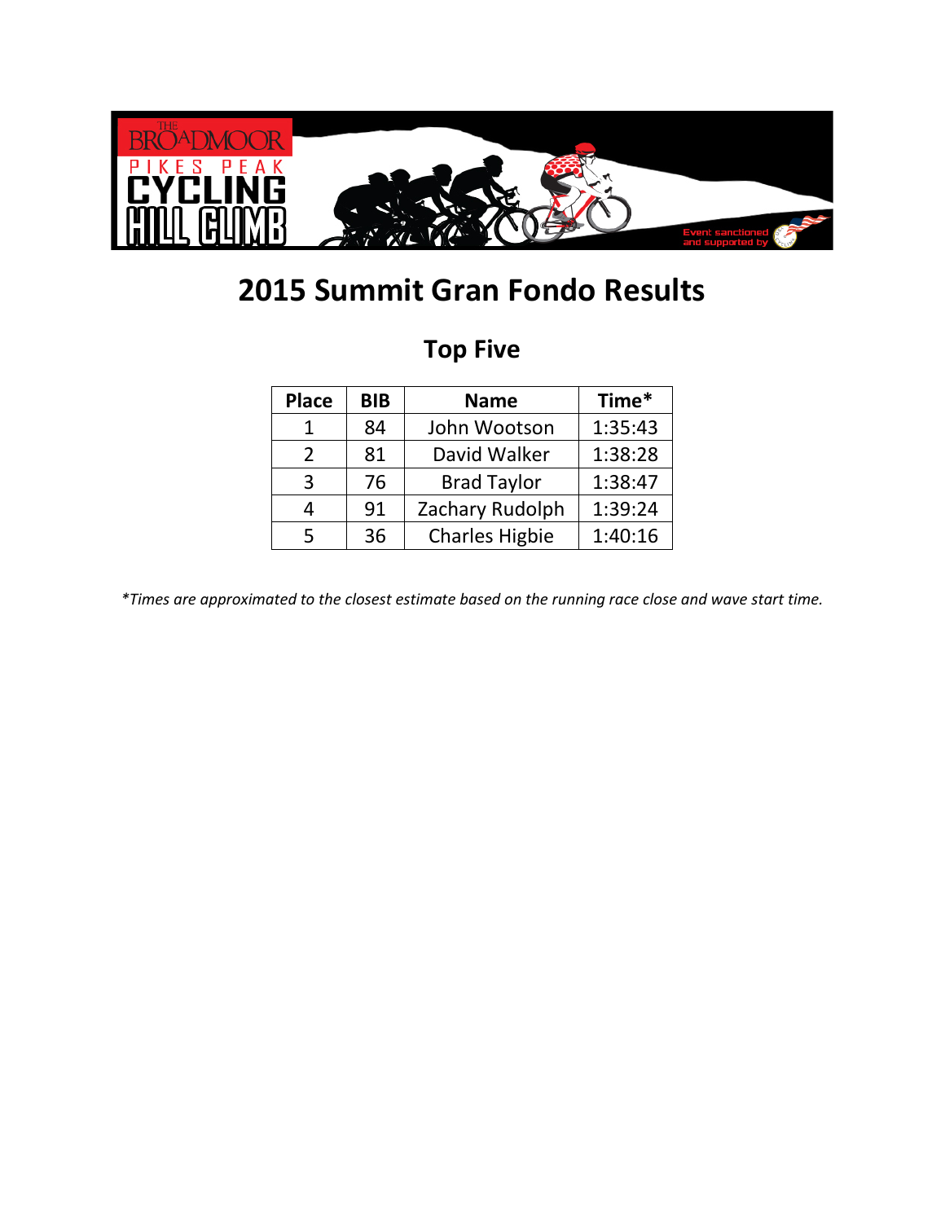# 2015 Summit Gran Fondo Results

## Top Five

| Place | BIB | Name | Time* |
|---|---|---|---|
| 1 | 84 | John Wootson | 1:35:43 |
| 2 | 81 | David Walker | 1:38:28 |
| 3 | 76 | Brad Taylor | 1:38:47 |
| 4 | 91 | Zachary Rudolph | 1:39:24 |
| 5 | 36 | Charles Higbie | 1:40:16 |

*\*Times are approximated to the closest estimate based on the running race close and wave start time.*